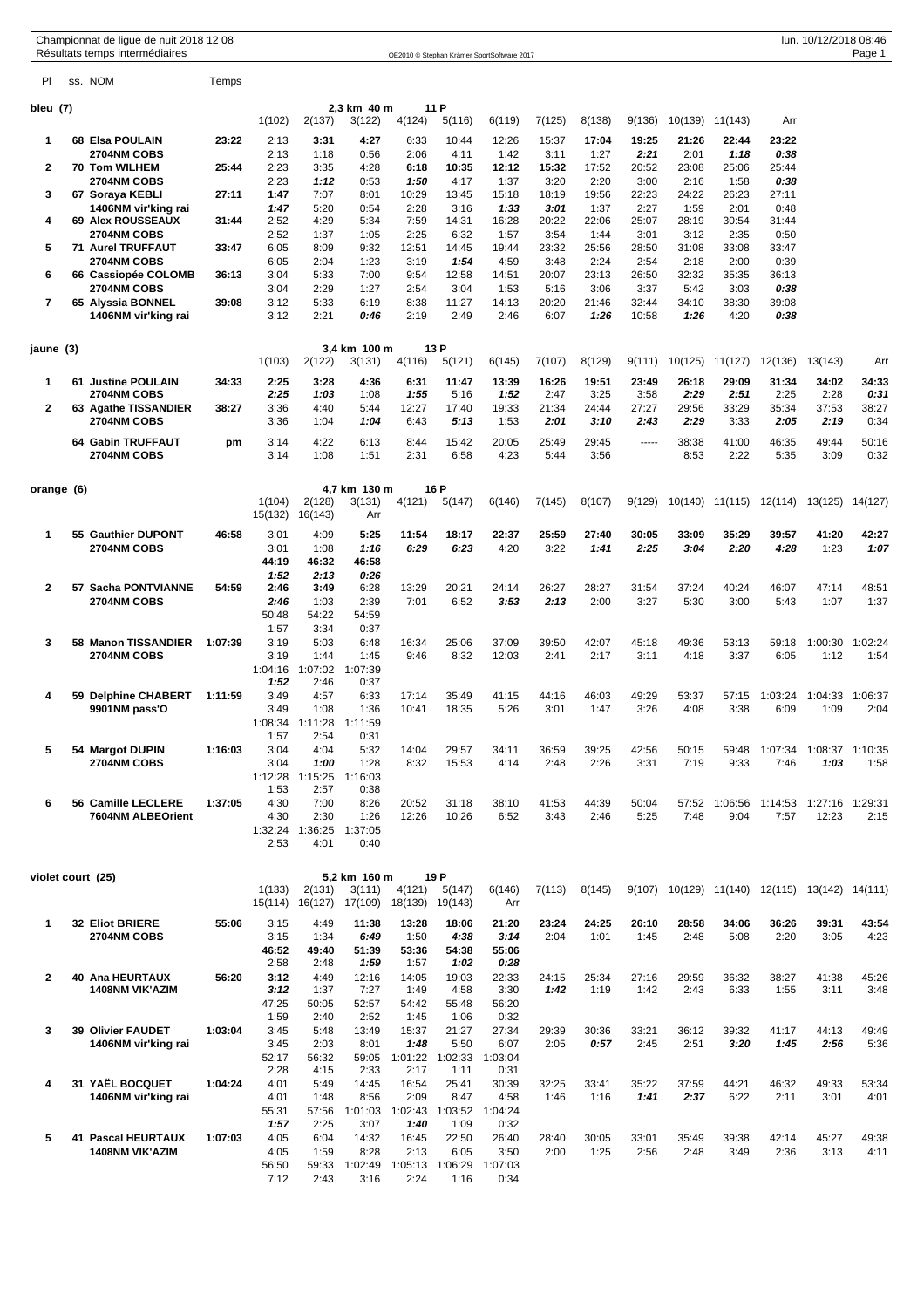Championnat de ligue de nuit 2018 12 08
Résultats temps intermédiaires

lun. 10/12/2018 08:46

OE2010 © Stephan Krämer SportSoftware 2017

## bleu (7) — 2,3 km 40 m — 11 P

| Pl | ss. NOM | Temps | 1(102) | 2(137) | 3(122) | 4(124) | 5(116) | 6(119) | 7(125) | 8(138) | 9(136) | 10(139) | 11(143) | Arr |
|---|---|---|---|---|---|---|---|---|---|---|---|---|---|---|
| 1 | 68 Elsa POULAIN | 23:22 | 2:13 | 3:31 | 4:27 | 6:33 | 10:44 | 12:26 | 15:37 | 17:04 | 19:25 | 21:26 | 22:44 | 23:22 |
| | 2704NM COBS | | 2:13 | 1:18 | 0:56 | 2:06 | 4:11 | 1:42 | 3:11 | 1:27 | 2:21 | 2:01 | 1:18 | 0:38 |
| 2 | 70 Tom WILHEM | 25:44 | 2:23 | 3:35 | 4:28 | 6:18 | 10:35 | 12:12 | 15:32 | 17:52 | 20:52 | 23:08 | 25:06 | 25:44 |
| | 2704NM COBS | | 2:23 | 1:12 | 0:53 | 1:50 | 4:17 | 1:37 | 3:20 | 2:20 | 3:00 | 2:16 | 1:58 | 0:38 |
| 3 | 67 Soraya KEBLI | 27:11 | 1:47 | 7:07 | 8:01 | 10:29 | 13:45 | 15:18 | 18:19 | 19:56 | 22:23 | 24:22 | 26:23 | 27:11 |
| | 1406NM vir'king rai | | 1:47 | 5:20 | 0:54 | 2:28 | 3:16 | 1:33 | 3:01 | 1:37 | 2:27 | 1:59 | 2:01 | 0:48 |
| 4 | 69 Alex ROUSSEAUX | 31:44 | 2:52 | 4:29 | 5:34 | 7:59 | 14:31 | 16:28 | 20:22 | 22:06 | 25:07 | 28:19 | 30:54 | 31:44 |
| | 2704NM COBS | | 2:52 | 1:37 | 1:05 | 2:25 | 6:32 | 1:57 | 3:54 | 1:44 | 3:01 | 3:12 | 2:35 | 0:50 |
| 5 | 71 Aurel TRUFFAUT | 33:47 | 6:05 | 8:09 | 9:32 | 12:51 | 14:45 | 19:44 | 23:32 | 25:56 | 28:50 | 31:08 | 33:08 | 33:47 |
| | 2704NM COBS | | 6:05 | 2:04 | 1:23 | 3:19 | 1:54 | 4:59 | 3:48 | 2:24 | 2:54 | 2:18 | 2:00 | 0:39 |
| 6 | 66 Cassiopée COLOMB | 36:13 | 3:04 | 5:33 | 7:00 | 9:54 | 12:58 | 14:51 | 20:07 | 23:13 | 26:50 | 32:32 | 35:35 | 36:13 |
| | 2704NM COBS | | 3:04 | 2:29 | 1:27 | 2:54 | 3:04 | 1:53 | 5:16 | 3:06 | 3:37 | 5:42 | 3:03 | 0:38 |
| 7 | 65 Alyssia BONNEL | 39:08 | 3:12 | 5:33 | 6:19 | 8:38 | 11:27 | 14:13 | 20:20 | 21:46 | 32:44 | 34:10 | 38:30 | 39:08 |
| | 1406NM vir'king rai | | 3:12 | 2:21 | 0:46 | 2:19 | 2:49 | 2:46 | 6:07 | 1:26 | 10:58 | 1:26 | 4:20 | 0:38 |

## jaune (3) — 3,4 km 100 m — 13 P

| Pl | ss. NOM | Temps | 1(103) | 2(122) | 3(131) | 4(116) | 5(121) | 6(145) | 7(107) | 8(129) | 9(111) | 10(125) | 11(127) | 12(136) | 13(143) | Arr |
|---|---|---|---|---|---|---|---|---|---|---|---|---|---|---|---|---|
| 1 | 61 Justine POULAIN | 34:33 | 2:25 | 3:28 | 4:36 | 6:31 | 11:47 | 13:39 | 16:26 | 19:51 | 23:49 | 26:18 | 29:09 | 31:34 | 34:02 | 34:33 |
| | 2704NM COBS | | 2:25 | 1:03 | 1:08 | 1:55 | 5:16 | 1:52 | 2:47 | 3:25 | 3:58 | 2:29 | 2:51 | 2:25 | 2:28 | 0:31 |
| 2 | 63 Agathe TISSANDIER | 38:27 | 3:36 | 4:40 | 5:44 | 12:27 | 17:40 | 19:33 | 21:34 | 24:44 | 27:27 | 29:56 | 33:29 | 35:34 | 37:53 | 38:27 |
| | 2704NM COBS | | 3:36 | 1:04 | 1:04 | 6:43 | 5:13 | 1:53 | 2:01 | 3:10 | 2:43 | 2:29 | 3:33 | 2:05 | 2:19 | 0:34 |
| | 64 Gabin TRUFFAUT | pm | 3:14 | 4:22 | 6:13 | 8:44 | 15:42 | 20:05 | 25:49 | 29:45 | ----- | 38:38 | 41:00 | 46:35 | 49:44 | 50:16 |
| | 2704NM COBS | | 3:14 | 1:08 | 1:51 | 2:31 | 6:58 | 4:23 | 5:44 | 3:56 | | 8:53 | 2:22 | 5:35 | 3:09 | 0:32 |

## orange (6) — 4,7 km 130 m — 16 P

| Pl | ss. NOM | Temps | 1(104) | 2(128) | 3(131) | 4(121) | 5(147) | 6(146) | 7(145) | 8(107) | 9(129) | 10(140) | 11(115) | 12(114) | 13(125) | 14(127) |
|---|---|---|---|---|---|---|---|---|---|---|---|---|---|---|---|---|
| | | | 15(132) | 16(143) | Arr | | | | | | | | | | | |
| 1 | 55 Gauthier DUPONT | 46:58 | 3:01 | 4:09 | 5:25 | 11:54 | 18:17 | 22:37 | 25:59 | 27:40 | 30:05 | 33:09 | 35:29 | 39:57 | 41:20 | 42:27 |
| | 2704NM COBS | | 3:01 | 1:08 | 1:16 | 6:29 | 6:23 | 4:20 | 3:22 | 1:41 | 2:25 | 3:04 | 2:20 | 4:28 | 1:23 | 1:07 |
| | | | 44:19 | 46:32 | 46:58 | | | | | | | | | | | |
| | | | 1:52 | 2:13 | 0:26 | | | | | | | | | | | |
| 2 | 57 Sacha PONTVIANNE | 54:59 | 2:46 | 3:49 | 6:28 | 13:29 | 20:21 | 24:14 | 26:27 | 28:27 | 31:54 | 37:24 | 40:24 | 46:07 | 47:14 | 48:51 |
| | 2704NM COBS | | 2:46 | 1:03 | 2:39 | 7:01 | 6:52 | 3:53 | 2:13 | 2:00 | 3:27 | 5:30 | 3:00 | 5:43 | 1:07 | 1:37 |
| | | | 50:48 | 54:22 | 54:59 | | | | | | | | | | | |
| | | | 1:57 | 3:34 | 0:37 | | | | | | | | | | | |
| 3 | 58 Manon TISSANDIER | 1:07:39 | 3:19 | 5:03 | 6:48 | 16:34 | 25:06 | 37:09 | 39:50 | 42:07 | 45:18 | 49:36 | 53:13 | 59:18 | 1:00:30 | 1:02:24 |
| | 2704NM COBS | | 3:19 | 1:44 | 1:45 | 9:46 | 8:32 | 12:03 | 2:41 | 2:17 | 3:11 | 4:18 | 3:37 | 6:05 | 1:12 | 1:54 |
| | | | 1:04:16 | 1:07:02 | 1:07:39 | | | | | | | | | | | |
| | | | 1:52 | 2:46 | 0:37 | | | | | | | | | | | |
| 4 | 59 Delphine CHABERT | 1:11:59 | 3:49 | 4:57 | 6:33 | 17:14 | 35:49 | 41:15 | 44:16 | 46:03 | 49:29 | 53:37 | 57:15 | 1:03:24 | 1:04:33 | 1:06:37 |
| | 9901NM pass'O | | 3:49 | 1:08 | 1:36 | 10:41 | 18:35 | 5:26 | 3:01 | 1:47 | 3:26 | 4:08 | 3:38 | 6:09 | 1:09 | 2:04 |
| | | | 1:08:34 | 1:11:28 | 1:11:59 | | | | | | | | | | | |
| | | | 1:57 | 2:54 | 0:31 | | | | | | | | | | | |
| 5 | 54 Margot DUPIN | 1:16:03 | 3:04 | 4:04 | 5:32 | 14:04 | 29:57 | 34:11 | 36:59 | 39:25 | 42:56 | 50:15 | 59:48 | 1:07:34 | 1:08:37 | 1:10:35 |
| | 2704NM COBS | | 3:04 | 1:00 | 1:28 | 8:32 | 15:53 | 4:14 | 2:48 | 2:26 | 3:31 | 7:19 | 9:33 | 7:46 | 1:03 | 1:58 |
| | | | 1:12:28 | 1:15:25 | 1:16:03 | | | | | | | | | | | |
| | | | 1:53 | 2:57 | 0:38 | | | | | | | | | | | |
| 6 | 56 Camille LECLERE | 1:37:05 | 4:30 | 7:00 | 8:26 | 20:52 | 31:18 | 38:10 | 41:53 | 44:39 | 50:04 | 57:52 | 1:06:56 | 1:14:53 | 1:27:16 | 1:29:31 |
| | 7604NM ALBEOrient | | 4:30 | 2:30 | 1:26 | 12:26 | 10:26 | 6:52 | 3:43 | 2:46 | 5:25 | 7:48 | 9:04 | 7:57 | 12:23 | 2:15 |
| | | | 1:32:24 | 1:36:25 | 1:37:05 | | | | | | | | | | | |
| | | | 2:53 | 4:01 | 0:40 | | | | | | | | | | | |

## violet court (25) — 5,2 km 160 m — 19 P

| Pl | ss. NOM | Temps | 1(133) | 2(131) | 3(111) | 4(121) | 5(147) | 6(146) | 7(113) | 8(145) | 9(107) | 10(129) | 11(140) | 12(115) | 13(142) | 14(111) |
|---|---|---|---|---|---|---|---|---|---|---|---|---|---|---|---|---|
| | | | 15(114) | 16(127) | 17(109) | 18(139) | 19(143) | Arr | | | | | | | | |
| 1 | 32 Eliot BRIERE | 55:06 | 3:15 | 4:49 | 11:38 | 13:28 | 18:06 | 21:20 | 23:24 | 24:25 | 26:10 | 28:58 | 34:06 | 36:26 | 39:31 | 43:54 |
| | 2704NM COBS | | 3:15 | 1:34 | 6:49 | 1:50 | 4:38 | 3:14 | 2:04 | 1:01 | 1:45 | 2:48 | 5:08 | 2:20 | 3:05 | 4:23 |
| | | | 46:52 | 49:40 | 51:39 | 53:36 | 54:38 | 55:06 | | | | | | | | |
| | | | 2:58 | 2:48 | 1:59 | 1:57 | 1:02 | 0:28 | | | | | | | | |
| 2 | 40 Ana HEURTAUX | 56:20 | 3:12 | 4:49 | 12:16 | 14:05 | 19:03 | 22:33 | 24:15 | 25:34 | 27:16 | 29:59 | 36:32 | 38:27 | 41:38 | 45:26 |
| | 1408NM VIK'AZIM | | 3:12 | 1:37 | 7:27 | 1:49 | 4:58 | 3:30 | 1:42 | 1:19 | 1:42 | 2:43 | 6:33 | 1:55 | 3:11 | 3:48 |
| | | | 47:25 | 50:05 | 52:57 | 54:42 | 55:48 | 56:20 | | | | | | | | |
| | | | 1:59 | 2:40 | 2:52 | 1:45 | 1:06 | 0:32 | | | | | | | | |
| 3 | 39 Olivier FAUDET | 1:03:04 | 3:45 | 5:48 | 13:49 | 15:37 | 21:27 | 27:34 | 29:39 | 30:36 | 33:21 | 36:12 | 39:32 | 41:17 | 44:13 | 49:49 |
| | 1406NM vir'king rai | | 3:45 | 2:03 | 8:01 | 1:48 | 5:50 | 6:07 | 2:05 | 0:57 | 2:45 | 2:51 | 3:20 | 1:45 | 2:56 | 5:36 |
| | | | 52:17 | 56:32 | 59:05 | 1:01:22 | 1:02:33 | 1:03:04 | | | | | | | | |
| | | | 2:28 | 4:15 | 2:33 | 2:17 | 1:11 | 0:31 | | | | | | | | |
| 4 | 31 YAËL BOCQUET | 1:04:24 | 4:01 | 5:49 | 14:45 | 16:54 | 25:41 | 30:39 | 32:25 | 33:41 | 35:22 | 37:59 | 44:21 | 46:32 | 49:33 | 53:34 |
| | 1406NM vir'king rai | | 4:01 | 1:48 | 8:56 | 2:09 | 8:47 | 4:58 | 1:46 | 1:16 | 1:41 | 2:37 | 6:22 | 2:11 | 3:01 | 4:01 |
| | | | 55:31 | 57:56 | 1:01:03 | 1:02:43 | 1:03:52 | 1:04:24 | | | | | | | | |
| | | | 1:57 | 2:25 | 3:07 | 1:40 | 1:09 | 0:32 | | | | | | | | |
| 5 | 41 Pascal HEURTAUX | 1:07:03 | 4:05 | 6:04 | 14:32 | 16:45 | 22:50 | 26:40 | 28:40 | 30:05 | 33:01 | 35:49 | 39:38 | 42:14 | 45:27 | 49:38 |
| | 1408NM VIK'AZIM | | 4:05 | 1:59 | 8:28 | 2:13 | 6:05 | 3:50 | 2:00 | 1:25 | 2:56 | 2:48 | 3:49 | 2:36 | 3:13 | 4:11 |
| | | | 56:50 | 59:33 | 1:02:49 | 1:05:13 | 1:06:29 | 1:07:03 | | | | | | | | |
| | | | 7:12 | 2:43 | 3:16 | 2:24 | 1:16 | 0:34 | | | | | | | | |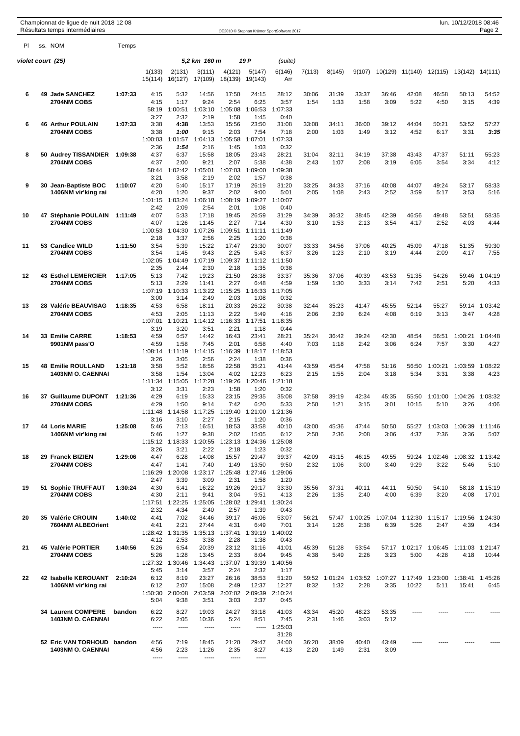Championnat de ligue de nuit 2018 12 08
Résultats temps intermédiaires

## violet court (25) — 5,2 km 160 m — 19 P (suite)

| Pl | ss. NOM | Temps | 1(133) / 15(114) | 2(131) / 16(127) | 3(111) / 17(109) | 4(121) / 18(139) | 5(147) / 19(143) | 6(146) / Arr | 7(113) | 8(145) | 9(107) | 10(129) | 11(140) | 12(115) | 13(142) | 14(111) |
|---|---|---|---|---|---|---|---|---|---|---|---|---|---|---|---|---|
| 6 | 49 Jade SANCHEZ | 1:07:33 | 4:15 | 5:32 | 14:56 | 17:50 | 24:15 | 28:12 | 30:06 | 31:39 | 33:37 | 36:46 | 42:08 | 46:58 | 50:13 | 54:52 |
| | 2704NM COBS | | 4:15 | 1:17 | 9:24 | 2:54 | 6:25 | 3:57 | 1:54 | 1:33 | 1:58 | 3:09 | 5:22 | 4:50 | 3:15 | 4:39 |
| | | | 58:19 | 1:00:51 | 1:03:10 | 1:05:08 | 1:06:53 | 1:07:33 | | | | | | | | |
| | | | 3:27 | 2:32 | 2:19 | 1:58 | 1:45 | 0:40 | | | | | | | | |
| 6 | 46 Arthur POULAIN | 1:07:33 | 3:38 | **4:38** | 13:53 | 15:56 | 23:50 | 31:08 | 33:08 | 34:11 | 36:00 | 39:12 | 44:04 | 50:21 | 53:52 | 57:27 |
| | 2704NM COBS | | 3:38 | **1:00** | 9:15 | 2:03 | 7:54 | 7:18 | 2:00 | 1:03 | 1:49 | 3:12 | 4:52 | 6:17 | 3:31 | **3:35** |
| | | | 1:00:03 | 1:01:57 | 1:04:13 | 1:05:58 | 1:07:01 | 1:07:33 | | | | | | | | |
| | | | 2:36 | **1:54** | 2:16 | 1:45 | 1:03 | 0:32 | | | | | | | | |
| 8 | 50 Audrey TISSANDIER | 1:09:38 | 4:37 | 6:37 | 15:58 | 18:05 | 23:43 | 28:21 | 31:04 | 32:11 | 34:19 | 37:38 | 43:43 | 47:37 | 51:11 | 55:23 |
| | 2704NM COBS | | 4:37 | 2:00 | 9:21 | 2:07 | 5:38 | 4:38 | 2:43 | 1:07 | 2:08 | 3:19 | 6:05 | 3:54 | 3:34 | 4:12 |
| | | | 58:44 | 1:02:42 | 1:05:01 | 1:07:03 | 1:09:00 | 1:09:38 | | | | | | | | |
| | | | 3:21 | 3:58 | 2:19 | 2:02 | 1:57 | 0:38 | | | | | | | | |
| 9 | 30 Jean-Baptiste BOC | 1:10:07 | 4:20 | 5:40 | 15:17 | 17:19 | 26:19 | 31:20 | 33:25 | 34:33 | 37:16 | 40:08 | 44:07 | 49:24 | 53:17 | 58:33 |
| | 1406NM vir'king rai | | 4:20 | 1:20 | 9:37 | 2:02 | 9:00 | 5:01 | 2:05 | 1:08 | 2:43 | 2:52 | 3:59 | 5:17 | 3:53 | 5:16 |
| | | | 1:01:15 | 1:03:24 | 1:06:18 | 1:08:19 | 1:09:27 | 1:10:07 | | | | | | | | |
| | | | 2:42 | 2:09 | 2:54 | 2:01 | 1:08 | 0:40 | | | | | | | | |
| 10 | 47 Stéphanie POULAIN | 1:11:49 | 4:07 | 5:33 | 17:18 | 19:45 | 26:59 | 31:29 | 34:39 | 36:32 | 38:45 | 42:39 | 46:56 | 49:48 | 53:51 | 58:35 |
| | 2704NM COBS | | 4:07 | 1:26 | 11:45 | 2:27 | 7:14 | 4:30 | 3:10 | 1:53 | 2:13 | 3:54 | 4:17 | 2:52 | 4:03 | 4:44 |
| | | | 1:00:53 | 1:04:30 | 1:07:26 | 1:09:51 | 1:11:11 | 1:11:49 | | | | | | | | |
| | | | 2:18 | 3:37 | 2:56 | 2:25 | 1:20 | 0:38 | | | | | | | | |
| 11 | 53 Candice WILD | 1:11:50 | 3:54 | 5:39 | 15:22 | 17:47 | 23:30 | 30:07 | 33:33 | 34:56 | 37:06 | 40:25 | 45:09 | 47:18 | 51:35 | 59:30 |
| | 2704NM COBS | | 3:54 | 1:45 | 9:43 | 2:25 | 5:43 | 6:37 | 3:26 | 1:23 | 2:10 | 3:19 | 4:44 | 2:09 | 4:17 | 7:55 |
| | | | 1:02:05 | 1:04:49 | 1:07:19 | 1:09:37 | 1:11:12 | 1:11:50 | | | | | | | | |
| | | | 2:35 | 2:44 | 2:30 | 2:18 | 1:35 | 0:38 | | | | | | | | |
| 12 | 43 Esthel LEMERCIER | 1:17:05 | 5:13 | 7:42 | 19:23 | 21:50 | 28:38 | 33:37 | 35:36 | 37:06 | 40:39 | 43:53 | 51:35 | 54:26 | 59:46 | 1:04:19 |
| | 2704NM COBS | | 5:13 | 2:29 | 11:41 | 2:27 | 6:48 | 4:59 | 1:59 | 1:30 | 3:33 | 3:14 | 7:42 | 2:51 | 5:20 | 4:33 |
| | | | 1:07:19 | 1:10:33 | 1:13:22 | 1:15:25 | 1:16:33 | 1:17:05 | | | | | | | | |
| | | | 3:00 | 3:14 | 2:49 | 2:03 | 1:08 | 0:32 | | | | | | | | |
| 13 | 28 Valérie BEAUVISAG | 1:18:35 | 4:53 | 6:58 | 18:11 | 20:33 | 26:22 | 30:38 | 32:44 | 35:23 | 41:47 | 45:55 | 52:14 | 55:27 | 59:14 | 1:03:42 |
| | 2704NM COBS | | 4:53 | 2:05 | 11:13 | 2:22 | 5:49 | 4:16 | 2:06 | 2:39 | 6:24 | 4:08 | 6:19 | 3:13 | 3:47 | 4:28 |
| | | | 1:07:01 | 1:10:21 | 1:14:12 | 1:16:33 | 1:17:51 | 1:18:35 | | | | | | | | |
| | | | 3:19 | 3:20 | 3:51 | 2:21 | 1:18 | 0:44 | | | | | | | | |
| 14 | 33 Emilie CARRE | 1:18:53 | 4:59 | 6:57 | 14:42 | 16:43 | 23:41 | 28:21 | 35:24 | 36:42 | 39:24 | 42:30 | 48:54 | 56:51 | 1:00:21 | 1:04:48 |
| | 9901NM pass'O | | 4:59 | 1:58 | 7:45 | 2:01 | 6:58 | 4:40 | 7:03 | 1:18 | 2:42 | 3:06 | 6:24 | 7:57 | 3:30 | 4:27 |
| | | | 1:08:14 | 1:11:19 | 1:14:15 | 1:16:39 | 1:18:17 | 1:18:53 | | | | | | | | |
| | | | 3:26 | 3:05 | 2:56 | 2:24 | 1:38 | 0:36 | | | | | | | | |
| 15 | 48 Emilie ROULLAND | 1:21:18 | 3:58 | 5:52 | 18:56 | 22:58 | 35:21 | 41:44 | 43:59 | 45:54 | 47:58 | 51:16 | 56:50 | 1:00:21 | 1:03:59 | 1:08:22 |
| | 1403NM O. CAENNAI | | 3:58 | 1:54 | 13:04 | 4:02 | 12:23 | 6:23 | 2:15 | 1:55 | 2:04 | 3:18 | 5:34 | 3:31 | 3:38 | 4:23 |
| | | | 1:11:34 | 1:15:05 | 1:17:28 | 1:19:26 | 1:20:46 | 1:21:18 | | | | | | | | |
| | | | 3:12 | 3:31 | 2:23 | 1:58 | 1:20 | 0:32 | | | | | | | | |
| 16 | 37 Guillaume DUPONT | 1:21:36 | 4:29 | 6:19 | 15:33 | 23:15 | 29:35 | 35:08 | 37:58 | 39:19 | 42:34 | 45:35 | 55:50 | 1:01:00 | 1:04:26 | 1:08:32 |
| | 2704NM COBS | | 4:29 | 1:50 | 9:14 | 7:42 | 6:20 | 5:33 | 2:50 | 1:21 | 3:15 | 3:01 | 10:15 | 5:10 | 3:26 | 4:06 |
| | | | 1:11:48 | 1:14:58 | 1:17:25 | 1:19:40 | 1:21:00 | 1:21:36 | | | | | | | | |
| | | | 3:16 | 3:10 | 2:27 | 2:15 | 1:20 | 0:36 | | | | | | | | |
| 17 | 44 Loris MARIE | 1:25:08 | 5:46 | 7:13 | 16:51 | 18:53 | 33:58 | 40:10 | 43:00 | 45:36 | 47:44 | 50:50 | 55:27 | 1:03:03 | 1:06:39 | 1:11:46 |
| | 1406NM vir'king rai | | 5:46 | 1:27 | 9:38 | 2:02 | 15:05 | 6:12 | 2:50 | 2:36 | 2:08 | 3:06 | 4:37 | 7:36 | 3:36 | 5:07 |
| | | | 1:15:12 | 1:18:33 | 1:20:55 | 1:23:13 | 1:24:36 | 1:25:08 | | | | | | | | |
| | | | 3:26 | 3:21 | 2:22 | 2:18 | 1:23 | 0:32 | | | | | | | | |
| 18 | 29 Franck BIZIEN | 1:29:06 | 4:47 | 6:28 | 14:08 | 15:57 | 29:47 | 39:37 | 42:09 | 43:15 | 46:15 | 49:55 | 59:24 | 1:02:46 | 1:08:32 | 1:13:42 |
| | 2704NM COBS | | 4:47 | 1:41 | 7:40 | 1:49 | 13:50 | 9:50 | 2:32 | 1:06 | 3:00 | 3:40 | 9:29 | 3:22 | 5:46 | 5:10 |
| | | | 1:16:29 | 1:20:08 | 1:23:17 | 1:25:48 | 1:27:46 | 1:29:06 | | | | | | | | |
| | | | 2:47 | 3:39 | 3:09 | 2:31 | 1:58 | 1:20 | | | | | | | | |
| 19 | 51 Sophie TRUFFAUT | 1:30:24 | 4:30 | 6:41 | 16:22 | 19:26 | 29:17 | 33:30 | 35:56 | 37:31 | 40:11 | 44:11 | 50:50 | 54:10 | 58:18 | 1:15:19 |
| | 2704NM COBS | | 4:30 | 2:11 | 9:41 | 3:04 | 9:51 | 4:13 | 2:26 | 1:35 | 2:40 | 4:00 | 6:39 | 3:20 | 4:08 | 17:01 |
| | | | 1:17:51 | 1:22:25 | 1:25:05 | 1:28:02 | 1:29:41 | 1:30:24 | | | | | | | | |
| | | | 2:32 | 4:34 | 2:40 | 2:57 | 1:39 | 0:43 | | | | | | | | |
| 20 | 35 Valérie CROUIN | 1:40:02 | 4:41 | 7:02 | 34:46 | 39:17 | 46:06 | 53:07 | 56:21 | 57:47 | 1:00:25 | 1:07:04 | 1:12:30 | 1:15:17 | 1:19:56 | 1:24:30 |
| | 7604NM ALBEOrient | | 4:41 | 2:21 | 27:44 | 4:31 | 6:49 | 7:01 | 3:14 | 1:26 | 2:38 | 6:39 | 5:26 | 2:47 | 4:39 | 4:34 |
| | | | 1:28:42 | 1:31:35 | 1:35:13 | 1:37:41 | 1:39:19 | 1:40:02 | | | | | | | | |
| | | | 4:12 | 2:53 | 3:38 | 2:28 | 1:38 | 0:43 | | | | | | | | |
| 21 | 45 Valérie PORTIER | 1:40:56 | 5:26 | 6:54 | 20:39 | 23:12 | 31:16 | 41:01 | 45:39 | 51:28 | 53:54 | 57:17 | 1:02:17 | 1:06:45 | 1:11:03 | 1:21:47 |
| | 2704NM COBS | | 5:26 | 1:28 | 13:45 | 2:33 | 8:04 | 9:45 | 4:38 | 5:49 | 2:26 | 3:23 | 5:00 | 4:28 | 4:18 | 10:44 |
| | | | 1:27:32 | 1:30:46 | 1:34:43 | 1:37:07 | 1:39:39 | 1:40:56 | | | | | | | | |
| | | | 5:45 | 3:14 | 3:57 | 2:24 | 2:32 | 1:17 | | | | | | | | |
| 22 | 42 Isabelle KEROUANT | 2:10:24 | 6:12 | 8:19 | 23:27 | 26:16 | 38:53 | 51:20 | 59:52 | 1:01:24 | 1:03:52 | 1:07:27 | 1:17:49 | 1:23:00 | 1:38:41 | 1:45:26 |
| | 1406NM vir'king rai | | 6:12 | 2:07 | 15:08 | 2:49 | 12:37 | 12:27 | 8:32 | 1:32 | 2:28 | 3:35 | 10:22 | 5:11 | 15:41 | 6:45 |
| | | | 1:50:30 | 2:00:08 | 2:03:59 | 2:07:02 | 2:09:39 | 2:10:24 | | | | | | | | |
| | | | 5:04 | 9:38 | 3:51 | 3:03 | 2:37 | 0:45 | | | | | | | | |
| | 34 Laurent COMPERE | bandon | 6:22 | 8:27 | 19:03 | 24:27 | 33:18 | 41:03 | 43:34 | 45:20 | 48:23 | 53:35 | ----- | ----- | ----- | ----- |
| | 1403NM O. CAENNAI | | 6:22 | 2:05 | 10:36 | 5:24 | 8:51 | 7:45 | 2:31 | 1:46 | 3:03 | 5:12 | | | | |
| | | | ----- | ----- | ----- | ----- | ----- | 1:25:03 | | | | | | | | |
| | | | | | | | | 31:28 | | | | | | | | |
| | 52 Eric VAN TORHOUD | bandon | 4:56 | 7:19 | 18:45 | 21:20 | 29:47 | 34:00 | 36:20 | 38:09 | 40:40 | 43:49 | ----- | ----- | ----- | ----- |
| | 1403NM O. CAENNAI | | 4:56 | 2:23 | 11:26 | 2:35 | 8:27 | 4:13 | 2:20 | 1:49 | 2:31 | 3:09 | | | | |
| | | | ----- | ----- | ----- | ----- | ----- | | | | | | | | | |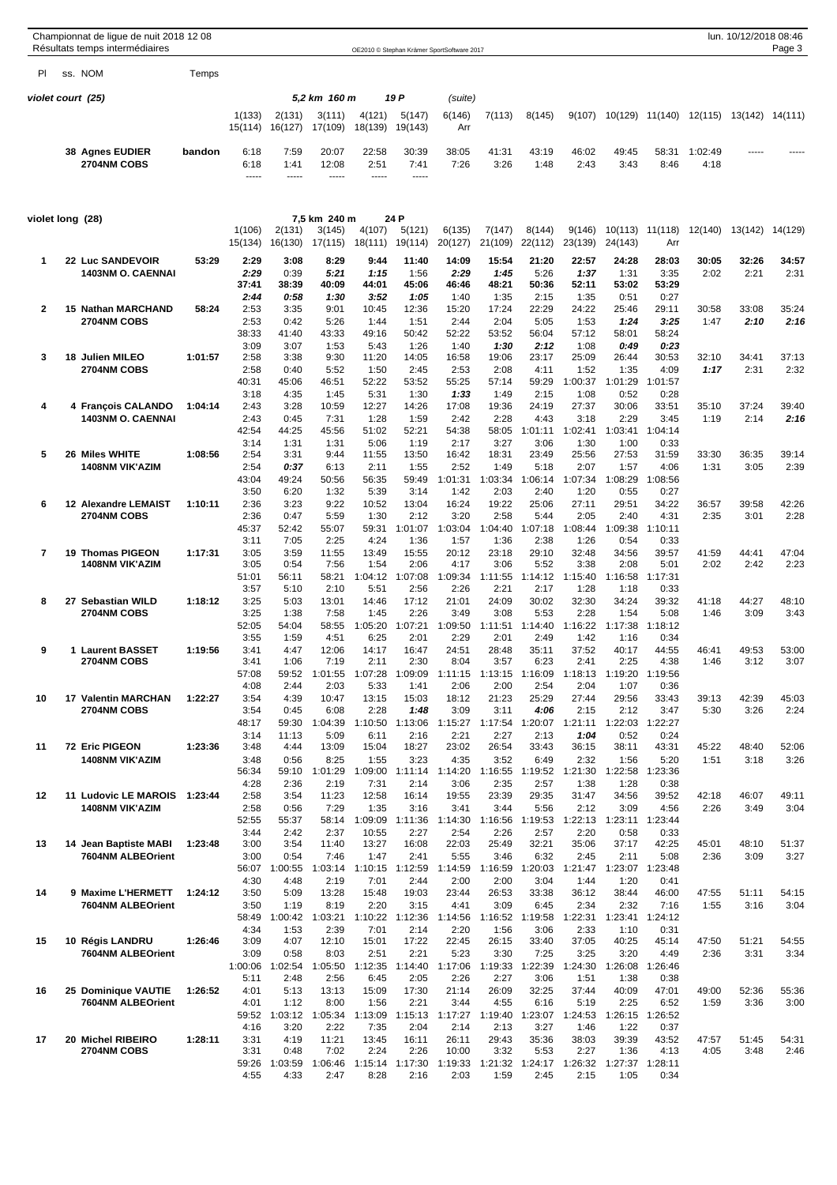## violet court (25)

5,2 km 160 m — 19 P — (suite)

| Pl | ss. | NOM | Temps | 1(133) | 2(131) | 3(111) | 4(121) | 5(147) | 6(146) | 7(113) | 8(145) | 9(107) | 10(129) | 11(140) | 12(115) | 13(142) | 14(111) |
|---|---|---|---|---|---|---|---|---|---|---|---|---|---|---|---|---|---|
| | | | | 15(114) | 16(127) | 17(109) | 18(139) | 19(143) | Arr | | | | | | | | |
| | 38 | Agnes EUDIER | bandon | 6:18 | 7:59 | 20:07 | 22:58 | 30:39 | 38:05 | 41:31 | 43:19 | 46:02 | 49:45 | 58:31 | 1:02:49 | ----- | ----- |
| | | 2704NM COBS | | 6:18 | 1:41 | 12:08 | 2:51 | 7:41 | 7:26 | 3:26 | 1:48 | 2:43 | 3:43 | 8:46 | 4:18 | | |
| | | | | ----- | ----- | ----- | ----- | ----- | | | | | | | | | |

## violet long (28)

7,5 km 240 m — 24 P

| Pl | ss. | NOM | Temps | 1(106) | 2(131) | 3(145) | 4(107) | 5(121) | 6(135) | 7(147) | 8(144) | 9(146) | 10(113) | 11(118) | 12(140) | 13(142) | 14(129) |
|---|---|---|---|---|---|---|---|---|---|---|---|---|---|---|---|---|---|
| | | | | 15(134) | 16(130) | 17(115) | 18(111) | 19(114) | 20(127) | 21(109) | 22(112) | 23(139) | 24(143) | Arr | | | |
| 1 | 22 | Luc SANDEVOIR | 53:29 | 2:29 | 3:08 | 8:29 | 9:44 | 11:40 | 14:09 | 15:54 | 21:20 | 22:57 | 24:28 | 28:03 | 30:05 | 32:26 | 34:57 |
| | | 1403NM O. CAENNAI | | 2:29 | 0:39 | 5:21 | 1:15 | 1:56 | 2:29 | 1:45 | 5:26 | 1:37 | 1:31 | 3:35 | 2:02 | 2:21 | 2:31 |
| | | | | 37:41 | 38:39 | 40:09 | 44:01 | 45:06 | 46:46 | 48:21 | 50:36 | 52:11 | 53:02 | 53:29 | | | |
| | | | | 2:44 | 0:58 | 1:30 | 3:52 | 1:05 | 1:40 | 1:35 | 2:15 | 1:35 | 0:51 | 0:27 | | | |
| 2 | 15 | Nathan MARCHAND | 58:24 | 2:53 | 3:35 | 9:01 | 10:45 | 12:36 | 15:20 | 17:24 | 22:29 | 24:22 | 25:46 | 29:11 | 30:58 | 33:08 | 35:24 |
| | | 2704NM COBS | | 2:53 | 0:42 | 5:26 | 1:44 | 1:51 | 2:44 | 2:04 | 5:05 | 1:53 | 1:24 | 3:25 | 1:47 | 2:10 | 2:16 |
| | | | | 38:33 | 41:40 | 43:33 | 49:16 | 50:42 | 52:22 | 53:52 | 56:04 | 57:12 | 58:01 | 58:24 | | | |
| | | | | 3:09 | 3:07 | 1:53 | 5:43 | 1:26 | 1:40 | 1:30 | 2:12 | 1:08 | 0:49 | 0:23 | | | |
| 3 | 18 | Julien MILEO | 1:01:57 | 2:58 | 3:38 | 9:30 | 11:20 | 14:05 | 16:58 | 19:06 | 23:17 | 25:09 | 26:44 | 30:53 | 32:10 | 34:41 | 37:13 |
| | | 2704NM COBS | | 2:58 | 0:40 | 5:52 | 1:50 | 2:45 | 2:53 | 2:08 | 4:11 | 1:52 | 1:35 | 4:09 | 1:17 | 2:31 | 2:32 |
| | | | | 40:31 | 45:06 | 46:51 | 52:22 | 53:52 | 55:25 | 57:14 | 59:29 | 1:00:37 | 1:01:29 | 1:01:57 | | | |
| | | | | 3:18 | 4:35 | 1:45 | 5:31 | 1:30 | 1:33 | 1:49 | 2:15 | 1:08 | 0:52 | 0:28 | | | |
| 4 | 4 | François CALANDO | 1:04:14 | 2:43 | 3:28 | 10:59 | 12:27 | 14:26 | 17:08 | 19:36 | 24:19 | 27:37 | 30:06 | 33:51 | 35:10 | 37:24 | 39:40 |
| | | 1403NM O. CAENNAI | | 2:43 | 0:45 | 7:31 | 1:28 | 1:59 | 2:42 | 2:28 | 4:43 | 3:18 | 2:29 | 3:45 | 1:19 | 2:14 | 2:16 |
| | | | | 42:54 | 44:25 | 45:56 | 51:02 | 52:21 | 54:38 | 58:05 | 1:01:11 | 1:02:41 | 1:03:41 | 1:04:14 | | | |
| | | | | 3:14 | 1:31 | 1:31 | 5:06 | 1:19 | 2:17 | 3:27 | 3:06 | 1:30 | 1:00 | 0:33 | | | |
| 5 | 26 | Miles WHITE | 1:08:56 | 2:54 | 3:31 | 9:44 | 11:55 | 13:50 | 16:42 | 18:31 | 23:49 | 25:56 | 27:53 | 31:59 | 33:30 | 36:35 | 39:14 |
| | | 1408NM VIK'AZIM | | 2:54 | 0:37 | 6:13 | 2:11 | 1:55 | 2:52 | 1:49 | 5:18 | 2:07 | 1:57 | 4:06 | 1:31 | 3:05 | 2:39 |
| | | | | 43:04 | 49:24 | 50:56 | 56:35 | 59:49 | 1:01:31 | 1:03:34 | 1:06:14 | 1:07:34 | 1:08:29 | 1:08:56 | | | |
| | | | | 3:50 | 6:20 | 1:32 | 5:39 | 3:14 | 1:42 | 2:03 | 2:40 | 1:20 | 0:55 | 0:27 | | | |
| 6 | 12 | Alexandre LEMAIST | 1:10:11 | 2:36 | 3:23 | 9:22 | 10:52 | 13:04 | 16:24 | 19:22 | 25:06 | 27:11 | 29:51 | 34:22 | 36:57 | 39:58 | 42:26 |
| | | 2704NM COBS | | 2:36 | 0:47 | 5:59 | 1:30 | 2:12 | 3:20 | 2:58 | 5:44 | 2:05 | 2:40 | 4:31 | 2:35 | 3:01 | 2:28 |
| | | | | 45:37 | 52:42 | 55:07 | 59:31 | 1:01:07 | 1:03:04 | 1:04:40 | 1:07:18 | 1:08:44 | 1:09:38 | 1:10:11 | | | |
| | | | | 3:11 | 7:05 | 2:25 | 4:24 | 1:36 | 1:57 | 1:36 | 2:38 | 1:26 | 0:54 | 0:33 | | | |
| 7 | 19 | Thomas PIGEON | 1:17:31 | 3:05 | 3:59 | 11:55 | 13:49 | 15:55 | 20:12 | 23:18 | 29:10 | 32:48 | 34:56 | 39:57 | 41:59 | 44:41 | 47:04 |
| | | 1408NM VIK'AZIM | | 3:05 | 0:54 | 7:56 | 1:54 | 2:06 | 4:17 | 3:06 | 5:52 | 3:38 | 2:08 | 5:01 | 2:02 | 2:42 | 2:23 |
| | | | | 51:01 | 56:11 | 58:21 | 1:04:12 | 1:07:08 | 1:09:34 | 1:11:55 | 1:14:12 | 1:15:40 | 1:16:58 | 1:17:31 | | | |
| | | | | 3:57 | 5:10 | 2:10 | 5:51 | 2:56 | 2:26 | 2:21 | 2:17 | 1:28 | 1:18 | 0:33 | | | |
| 8 | 27 | Sebastian WILD | 1:18:12 | 3:25 | 5:03 | 13:01 | 14:46 | 17:12 | 21:01 | 24:09 | 30:02 | 32:30 | 34:24 | 39:32 | 41:18 | 44:27 | 48:10 |
| | | 2704NM COBS | | 3:25 | 1:38 | 7:58 | 1:45 | 2:26 | 3:49 | 3:08 | 5:53 | 2:28 | 1:54 | 5:08 | 1:46 | 3:09 | 3:43 |
| | | | | 52:05 | 54:04 | 58:55 | 1:05:20 | 1:07:21 | 1:09:50 | 1:11:51 | 1:14:40 | 1:16:22 | 1:17:38 | 1:18:12 | | | |
| | | | | 3:55 | 1:59 | 4:51 | 6:25 | 2:01 | 2:29 | 2:01 | 2:49 | 1:42 | 1:16 | 0:34 | | | |
| 9 | 1 | Laurent BASSET | 1:19:56 | 3:41 | 4:47 | 12:06 | 14:17 | 16:47 | 24:51 | 28:48 | 35:11 | 37:52 | 40:17 | 44:55 | 46:41 | 49:53 | 53:00 |
| | | 2704NM COBS | | 3:41 | 1:06 | 7:19 | 2:11 | 2:30 | 8:04 | 3:57 | 6:23 | 2:41 | 2:25 | 4:38 | 1:46 | 3:12 | 3:07 |
| | | | | 57:08 | 59:52 | 1:01:55 | 1:07:28 | 1:09:09 | 1:11:15 | 1:13:15 | 1:16:09 | 1:18:13 | 1:19:20 | 1:19:56 | | | |
| | | | | 4:08 | 2:44 | 2:03 | 5:33 | 1:41 | 2:06 | 2:00 | 2:54 | 2:04 | 1:07 | 0:36 | | | |
| 10 | 17 | Valentin MARCHAN | 1:22:27 | 3:54 | 4:39 | 10:47 | 13:15 | 15:03 | 18:12 | 21:23 | 25:29 | 27:44 | 29:56 | 33:43 | 39:13 | 42:39 | 45:03 |
| | | 2704NM COBS | | 3:54 | 0:45 | 6:08 | 2:28 | 1:48 | 3:09 | 3:11 | 4:06 | 2:15 | 2:12 | 3:47 | 5:30 | 3:26 | 2:24 |
| | | | | 48:17 | 59:30 | 1:04:39 | 1:10:50 | 1:13:06 | 1:15:27 | 1:17:54 | 1:20:07 | 1:21:11 | 1:22:03 | 1:22:27 | | | |
| | | | | 3:14 | 11:13 | 5:09 | 6:11 | 2:16 | 2:21 | 2:27 | 2:13 | 1:04 | 0:52 | 0:24 | | | |
| 11 | 72 | Eric PIGEON | 1:23:36 | 3:48 | 4:44 | 13:09 | 15:04 | 18:27 | 23:02 | 26:54 | 33:43 | 36:15 | 38:11 | 43:31 | 45:22 | 48:40 | 52:06 |
| | | 1408NM VIK'AZIM | | 3:48 | 0:56 | 8:25 | 1:55 | 3:23 | 4:35 | 3:52 | 6:49 | 2:32 | 1:56 | 5:20 | 1:51 | 3:18 | 3:26 |
| | | | | 56:34 | 59:10 | 1:01:29 | 1:09:00 | 1:11:14 | 1:14:20 | 1:16:55 | 1:19:52 | 1:21:30 | 1:22:58 | 1:23:36 | | | |
| | | | | 4:28 | 2:36 | 2:19 | 7:31 | 2:14 | 3:06 | 2:35 | 2:57 | 1:38 | 1:28 | 0:38 | | | |
| 12 | 11 | Ludovic LE MAROIS | 1:23:44 | 2:58 | 3:54 | 11:23 | 12:58 | 16:14 | 19:55 | 23:39 | 29:35 | 31:47 | 34:56 | 39:52 | 42:18 | 46:07 | 49:11 |
| | | 1408NM VIK'AZIM | | 2:58 | 0:56 | 7:29 | 1:35 | 3:16 | 3:41 | 3:44 | 5:56 | 2:12 | 3:09 | 4:56 | 2:26 | 3:49 | 3:04 |
| | | | | 52:55 | 55:37 | 58:14 | 1:09:09 | 1:11:36 | 1:14:30 | 1:16:56 | 1:19:53 | 1:22:13 | 1:23:11 | 1:23:44 | | | |
| | | | | 3:44 | 2:42 | 2:37 | 10:55 | 2:27 | 2:54 | 2:26 | 2:57 | 2:20 | 0:58 | 0:33 | | | |
| 13 | 14 | Jean Baptiste MABI | 1:23:48 | 3:00 | 3:54 | 11:40 | 13:27 | 16:08 | 22:03 | 25:49 | 32:21 | 35:06 | 37:17 | 42:25 | 45:01 | 48:10 | 51:37 |
| | | 7604NM ALBEOrient | | 3:00 | 0:54 | 7:46 | 1:47 | 2:41 | 5:55 | 3:46 | 6:32 | 2:45 | 2:11 | 5:08 | 2:36 | 3:09 | 3:27 |
| | | | | 56:07 | 1:00:55 | 1:03:14 | 1:10:15 | 1:12:59 | 1:14:59 | 1:16:59 | 1:20:03 | 1:21:47 | 1:23:07 | 1:23:48 | | | |
| | | | | 4:30 | 4:48 | 2:19 | 7:01 | 2:44 | 2:00 | 2:00 | 3:04 | 1:44 | 1:20 | 0:41 | | | |
| 14 | 9 | Maxime L'HERMETT | 1:24:12 | 3:50 | 5:09 | 13:28 | 15:48 | 19:03 | 23:44 | 26:53 | 33:38 | 36:12 | 38:44 | 46:00 | 47:55 | 51:11 | 54:15 |
| | | 7604NM ALBEOrient | | 3:50 | 1:19 | 8:19 | 2:20 | 3:15 | 4:41 | 3:09 | 6:45 | 2:34 | 2:32 | 7:16 | 1:55 | 3:16 | 3:04 |
| | | | | 58:49 | 1:00:42 | 1:03:21 | 1:10:22 | 1:12:36 | 1:14:56 | 1:16:52 | 1:19:58 | 1:22:31 | 1:23:41 | 1:24:12 | | | |
| | | | | 4:34 | 1:53 | 2:39 | 7:01 | 2:14 | 2:20 | 1:56 | 3:06 | 2:33 | 1:10 | 0:31 | | | |
| 15 | 10 | Régis LANDRU | 1:26:46 | 3:09 | 4:07 | 12:10 | 15:01 | 17:22 | 22:45 | 26:15 | 33:40 | 37:05 | 40:25 | 45:14 | 47:50 | 51:21 | 54:55 |
| | | 7604NM ALBEOrient | | 3:09 | 0:58 | 8:03 | 2:51 | 2:21 | 5:23 | 3:30 | 7:25 | 3:25 | 3:20 | 4:49 | 2:36 | 3:31 | 3:34 |
| | | | | 1:00:06 | 1:02:54 | 1:05:50 | 1:12:35 | 1:14:40 | 1:17:06 | 1:19:33 | 1:22:39 | 1:24:30 | 1:26:08 | 1:26:46 | | | |
| | | | | 5:11 | 2:48 | 2:56 | 6:45 | 2:05 | 2:26 | 2:27 | 3:06 | 1:51 | 1:38 | 0:38 | | | |
| 16 | 25 | Dominique VAUTIE | 1:26:52 | 4:01 | 5:13 | 13:13 | 15:09 | 17:30 | 21:14 | 26:09 | 32:25 | 37:44 | 40:09 | 47:01 | 49:00 | 52:36 | 55:36 |
| | | 7604NM ALBEOrient | | 4:01 | 1:12 | 8:00 | 1:56 | 2:21 | 3:44 | 4:55 | 6:16 | 5:19 | 2:25 | 6:52 | 1:59 | 3:36 | 3:00 |
| | | | | 59:52 | 1:03:12 | 1:05:34 | 1:13:09 | 1:15:13 | 1:17:27 | 1:19:40 | 1:23:07 | 1:24:53 | 1:26:15 | 1:26:52 | | | |
| | | | | 4:16 | 3:20 | 2:22 | 7:35 | 2:04 | 2:14 | 2:13 | 3:27 | 1:46 | 1:22 | 0:37 | | | |
| 17 | 20 | Michel RIBEIRO | 1:28:11 | 3:31 | 4:19 | 11:21 | 13:45 | 16:11 | 26:11 | 29:43 | 35:36 | 38:03 | 39:39 | 43:52 | 47:57 | 51:45 | 54:31 |
| | | 2704NM COBS | | 3:31 | 0:48 | 7:02 | 2:24 | 2:26 | 10:00 | 3:32 | 5:53 | 2:27 | 1:36 | 4:13 | 4:05 | 3:48 | 2:46 |
| | | | | 59:26 | 1:03:59 | 1:06:46 | 1:15:14 | 1:17:30 | 1:19:33 | 1:21:32 | 1:24:17 | 1:26:32 | 1:27:37 | 1:28:11 | | | |
| | | | | 4:55 | 4:33 | 2:47 | 8:28 | 2:16 | 2:03 | 1:59 | 2:45 | 2:15 | 1:05 | 0:34 | | | |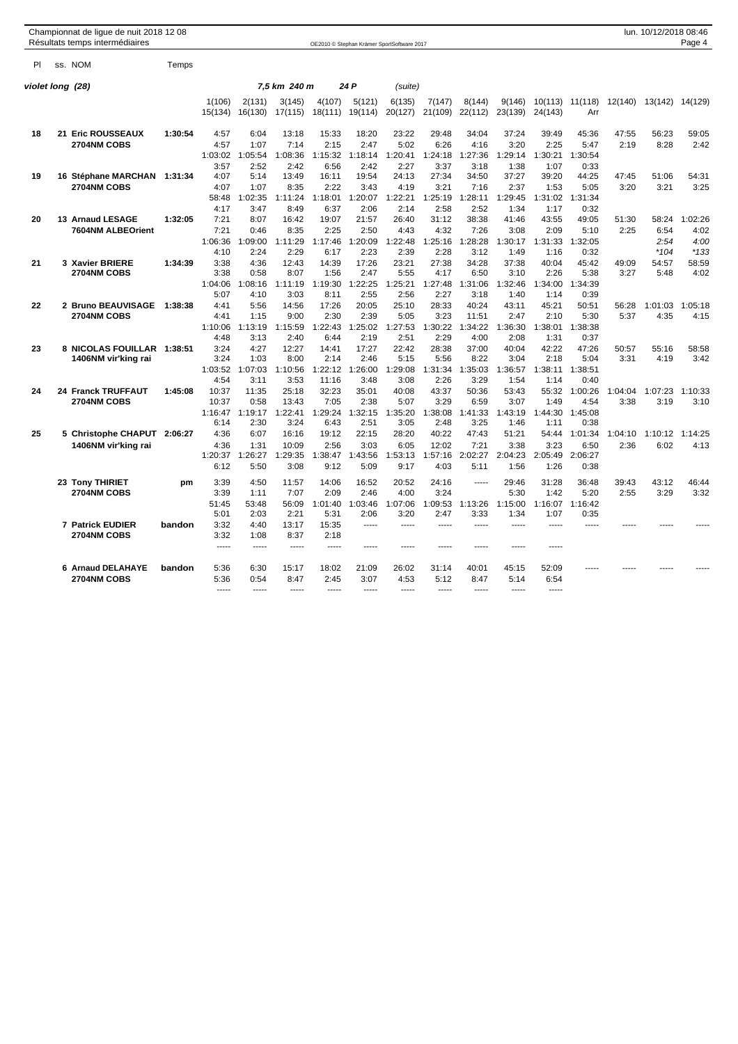**violet long (28)** 7,5 km 240 m 24 P (suite)

| Pl | ss. | NOM | Temps | 1(106) | 2(131) | 3(145) | 4(107) | 5(121) | 6(135) | 7(147) | 8(144) | 9(146) | 10(113) | 11(118) | 12(140) | 13(142) | 14(129) |
|---|---|---|---|---|---|---|---|---|---|---|---|---|---|---|---|---|---|
| | | | | 15(134) | 16(130) | 17(115) | 18(111) | 19(114) | 20(127) | 21(109) | 22(112) | 23(139) | 24(143) | Arr | | | |
| 18 | 21 | **Eric ROUSSEAUX** | **1:30:54** | 4:57 | 6:04 | 13:18 | 15:33 | 18:20 | 23:22 | 29:48 | 34:04 | 37:24 | 39:49 | 45:36 | 47:55 | 56:23 | 59:05 |
| | | **2704NM COBS** | | 4:57 | 1:07 | 7:14 | 2:15 | 2:47 | 5:02 | 6:26 | 4:16 | 3:20 | 2:25 | 5:47 | 2:19 | 8:28 | 2:42 |
| | | | | 1:03:02 | 1:05:54 | 1:08:36 | 1:15:32 | 1:18:14 | 1:20:41 | 1:24:18 | 1:27:36 | 1:29:14 | 1:30:21 | 1:30:54 | | | |
| | | | | 3:57 | 2:52 | 2:42 | 6:56 | 2:42 | 2:27 | 3:37 | 3:18 | 1:38 | 1:07 | 0:33 | | | |
| 19 | 16 | **Stéphane MARCHAN** | **1:31:34** | 4:07 | 5:14 | 13:49 | 16:11 | 19:54 | 24:13 | 27:34 | 34:50 | 37:27 | 39:20 | 44:25 | 47:45 | 51:06 | 54:31 |
| | | **2704NM COBS** | | 4:07 | 1:07 | 8:35 | 2:22 | 3:43 | 4:19 | 3:21 | 7:16 | 2:37 | 1:53 | 5:05 | 3:20 | 3:21 | 3:25 |
| | | | | 58:48 | 1:02:35 | 1:11:24 | 1:18:01 | 1:20:07 | 1:22:21 | 1:25:19 | 1:28:11 | 1:29:45 | 1:31:02 | 1:31:34 | | | |
| | | | | 4:17 | 3:47 | 8:49 | 6:37 | 2:06 | 2:14 | 2:58 | 2:52 | 1:34 | 1:17 | 0:32 | | | |
| 20 | 13 | **Arnaud LESAGE** | **1:32:05** | 7:21 | 8:07 | 16:42 | 19:07 | 21:57 | 26:40 | 31:12 | 38:38 | 41:46 | 43:55 | 49:05 | 51:30 | 58:24 | 1:02:26 |
| | | **7604NM ALBEOrient** | | 7:21 | 0:46 | 8:35 | 2:25 | 2:50 | 4:43 | 4:32 | 7:26 | 3:08 | 2:09 | 5:10 | 2:25 | 6:54 | 4:02 |
| | | | | 1:06:36 | 1:09:00 | 1:11:29 | 1:17:46 | 1:20:09 | 1:22:48 | 1:25:16 | 1:28:28 | 1:30:17 | 1:31:33 | 1:32:05 | | *2:54* | *4:00* |
| | | | | 4:10 | 2:24 | 2:29 | 6:17 | 2:23 | 2:39 | 2:28 | 3:12 | 1:49 | 1:16 | 0:32 | | *\*104* | *\*133* |
| 21 | 3 | **Xavier BRIERE** | **1:34:39** | 3:38 | 4:36 | 12:43 | 14:39 | 17:26 | 23:21 | 27:38 | 34:28 | 37:38 | 40:04 | 45:42 | 49:09 | 54:57 | 58:59 |
| | | **2704NM COBS** | | 3:38 | 0:58 | 8:07 | 1:56 | 2:47 | 5:55 | 4:17 | 6:50 | 3:10 | 2:26 | 5:38 | 3:27 | 5:48 | 4:02 |
| | | | | 1:04:06 | 1:08:16 | 1:11:19 | 1:19:30 | 1:22:25 | 1:25:21 | 1:27:48 | 1:31:06 | 1:32:46 | 1:34:00 | 1:34:39 | | | |
| | | | | 5:07 | 4:10 | 3:03 | 8:11 | 2:55 | 2:56 | 2:27 | 3:18 | 1:40 | 1:14 | 0:39 | | | |
| 22 | 2 | **Bruno BEAUVISAGE** | **1:38:38** | 4:41 | 5:56 | 14:56 | 17:26 | 20:05 | 25:10 | 28:33 | 40:24 | 43:11 | 45:21 | 50:51 | 56:28 | 1:01:03 | 1:05:18 |
| | | **2704NM COBS** | | 4:41 | 1:15 | 9:00 | 2:30 | 2:39 | 5:05 | 3:23 | 11:51 | 2:47 | 2:10 | 5:30 | 5:37 | 4:35 | 4:15 |
| | | | | 1:10:06 | 1:13:19 | 1:15:59 | 1:22:43 | 1:25:02 | 1:27:53 | 1:30:22 | 1:34:22 | 1:36:30 | 1:38:01 | 1:38:38 | | | |
| | | | | 4:48 | 3:13 | 2:40 | 6:44 | 2:19 | 2:51 | 2:29 | 4:00 | 2:08 | 1:31 | 0:37 | | | |
| 23 | 8 | **NICOLAS FOUILLAR** | **1:38:51** | 3:24 | 4:27 | 12:27 | 14:41 | 17:27 | 22:42 | 28:38 | 37:00 | 40:04 | 42:22 | 47:26 | 50:57 | 55:16 | 58:58 |
| | | **1406NM vir'king rai** | | 3:24 | 1:03 | 8:00 | 2:14 | 2:46 | 5:15 | 5:56 | 8:22 | 3:04 | 2:18 | 5:04 | 3:31 | 4:19 | 3:42 |
| | | | | 1:03:52 | 1:07:03 | 1:10:56 | 1:22:12 | 1:26:00 | 1:29:08 | 1:31:34 | 1:35:03 | 1:36:57 | 1:38:11 | 1:38:51 | | | |
| | | | | 4:54 | 3:11 | 3:53 | 11:16 | 3:48 | 3:08 | 2:26 | 3:29 | 1:54 | 1:14 | 0:40 | | | |
| 24 | 24 | **Franck TRUFFAUT** | **1:45:08** | 10:37 | 11:35 | 25:18 | 32:23 | 35:01 | 40:08 | 43:37 | 50:36 | 53:43 | 55:32 | 1:00:26 | 1:04:04 | 1:07:23 | 1:10:33 |
| | | **2704NM COBS** | | 10:37 | 0:58 | 13:43 | 7:05 | 2:38 | 5:07 | 3:29 | 6:59 | 3:07 | 1:49 | 4:54 | 3:38 | 3:19 | 3:10 |
| | | | | 1:16:47 | 1:19:17 | 1:22:41 | 1:29:24 | 1:32:15 | 1:35:20 | 1:38:08 | 1:41:33 | 1:43:19 | 1:44:30 | 1:45:08 | | | |
| | | | | 6:14 | 2:30 | 3:24 | 6:43 | 2:51 | 3:05 | 2:48 | 3:25 | 1:46 | 1:11 | 0:38 | | | |
| 25 | 5 | **Christophe CHAPUT** | **2:06:27** | 4:36 | 6:07 | 16:16 | 19:12 | 22:15 | 28:20 | 40:22 | 47:43 | 51:21 | 54:44 | 1:01:34 | 1:04:10 | 1:10:12 | 1:14:25 |
| | | **1406NM vir'king rai** | | 4:36 | 1:31 | 10:09 | 2:56 | 3:03 | 6:05 | 12:02 | 7:21 | 3:38 | 3:23 | 6:50 | 2:36 | 6:02 | 4:13 |
| | | | | 1:20:37 | 1:26:27 | 1:29:35 | 1:38:47 | 1:43:56 | 1:53:13 | 1:57:16 | 2:02:27 | 2:04:23 | 2:05:49 | 2:06:27 | | | |
| | | | | 6:12 | 5:50 | 3:08 | 9:12 | 5:09 | 9:17 | 4:03 | 5:11 | 1:56 | 1:26 | 0:38 | | | |
| | 23 | **Tony THIRIET** | **pm** | 3:39 | 4:50 | 11:57 | 14:06 | 16:52 | 20:52 | 24:16 | ----- | 29:46 | 31:28 | 36:48 | 39:43 | 43:12 | 46:44 |
| | | **2704NM COBS** | | 3:39 | 1:11 | 7:07 | 2:09 | 2:46 | 4:00 | 3:24 | | 5:30 | 1:42 | 5:20 | 2:55 | 3:29 | 3:32 |
| | | | | 51:45 | 53:48 | 56:09 | 1:01:40 | 1:03:46 | 1:07:06 | 1:09:53 | 1:13:26 | 1:15:00 | 1:16:07 | 1:16:42 | | | |
| | | | | 5:01 | 2:03 | 2:21 | 5:31 | 2:06 | 3:20 | 2:47 | 3:33 | 1:34 | 1:07 | 0:35 | | | |
| | 7 | **Patrick EUDIER** | **bandon** | 3:32 | 4:40 | 13:17 | 15:35 | ----- | ----- | ----- | ----- | ----- | ----- | ----- | ----- | ----- | ----- |
| | | **2704NM COBS** | | 3:32 | 1:08 | 8:37 | 2:18 | | | | | | | | | | |
| | | | | ----- | ----- | ----- | ----- | ----- | ----- | ----- | ----- | ----- | ----- | | | | |
| | 6 | **Arnaud DELAHAYE** | **bandon** | 5:36 | 6:30 | 15:17 | 18:02 | 21:09 | 26:02 | 31:14 | 40:01 | 45:15 | 52:09 | ----- | ----- | ----- | ----- |
| | | **2704NM COBS** | | 5:36 | 0:54 | 8:47 | 2:45 | 3:07 | 4:53 | 5:12 | 8:47 | 5:14 | 6:54 | | | | |
| | | | | ----- | ----- | ----- | ----- | ----- | ----- | ----- | ----- | ----- | ----- | | | | |